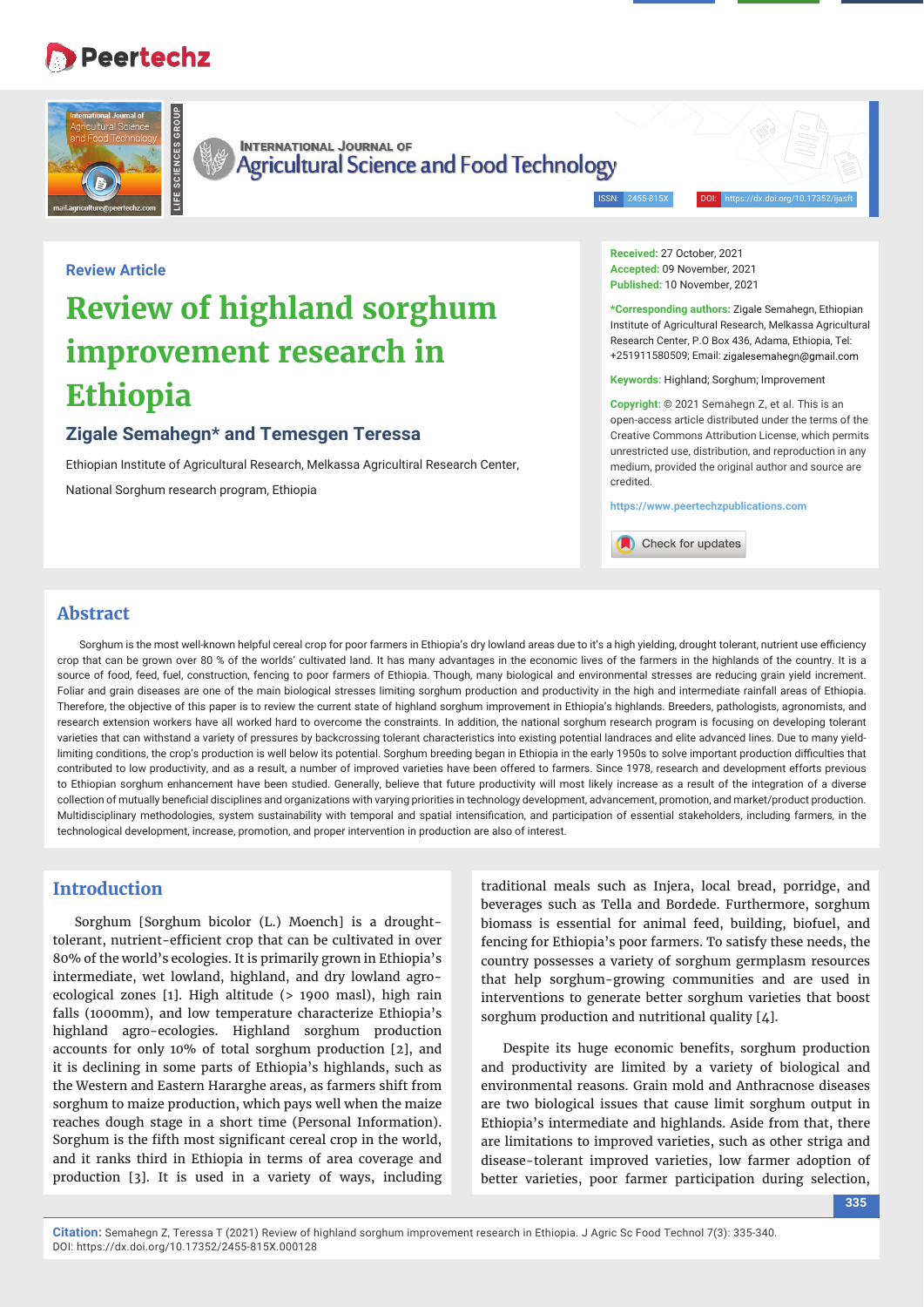Review Article

# Review of highland sorghum improvement research in Ethiopia

**Zigale Semahegn* and Temesgen Teressa**

Ethiopian Institute of Agricultural Research, Melkassa Agricultiral Research Center, National Sorghum research program, Ethiopia

**Received:** 27 October, 2021
**Accepted:** 09 November, 2021
**Published:** 10 November, 2021

***Corresponding authors:** Zigale Semahegn, Ethiopian Institute of Agricultural Research, Melkassa Agricultural Research Center, P.O Box 436, Adama, Ethiopia, Tel: +251911580509; Email: zigalesemahegn@gmail.com

**Keywords:** Highland; Sorghum; Improvement

**Copyright:** © 2021 Semahegn Z, et al. This is an open-access article distributed under the terms of the Creative Commons Attribution License, which permits unrestricted use, distribution, and reproduction in any medium, provided the original author and source are credited.

https://www.peertechzpublications.com

## Abstract

Sorghum is the most well-known helpful cereal crop for poor farmers in Ethiopia's dry lowland areas due to it's a high yielding, drought tolerant, nutrient use efficiency crop that can be grown over 80 % of the worlds' cultivated land. It has many advantages in the economic lives of the farmers in the highlands of the country. It is a source of food, feed, fuel, construction, fencing to poor farmers of Ethiopia. Though, many biological and environmental stresses are reducing grain yield increment. Foliar and grain diseases are one of the main biological stresses limiting sorghum production and productivity in the high and intermediate rainfall areas of Ethiopia. Therefore, the objective of this paper is to review the current state of highland sorghum improvement in Ethiopia's highlands. Breeders, pathologists, agronomists, and research extension workers have all worked hard to overcome the constraints. In addition, the national sorghum research program is focusing on developing tolerant varieties that can withstand a variety of pressures by backcrossing tolerant characteristics into existing potential landraces and elite advanced lines. Due to many yield-limiting conditions, the crop's production is well below its potential. Sorghum breeding began in Ethiopia in the early 1950s to solve important production difficulties that contributed to low productivity, and as a result, a number of improved varieties have been offered to farmers. Since 1978, research and development efforts previous to Ethiopian sorghum enhancement have been studied. Generally, believe that future productivity will most likely increase as a result of the integration of a diverse collection of mutually beneficial disciplines and organizations with varying priorities in technology development, advancement, promotion, and market/product production. Multidisciplinary methodologies, system sustainability with temporal and spatial intensification, and participation of essential stakeholders, including farmers, in the technological development, increase, promotion, and proper intervention in production are also of interest.

## Introduction

Sorghum [Sorghum bicolor (L.) Moench] is a drought-tolerant, nutrient-efficient crop that can be cultivated in over 80% of the world's ecologies. It is primarily grown in Ethiopia's intermediate, wet lowland, highland, and dry lowland agro-ecological zones [1]. High altitude (> 1900 masl), high rain falls (1000mm), and low temperature characterize Ethiopia's highland agro-ecologies. Highland sorghum production accounts for only 10% of total sorghum production [2], and it is declining in some parts of Ethiopia's highlands, such as the Western and Eastern Hararghe areas, as farmers shift from sorghum to maize production, which pays well when the maize reaches dough stage in a short time (Personal Information). Sorghum is the fifth most significant cereal crop in the world, and it ranks third in Ethiopia in terms of area coverage and production [3]. It is used in a variety of ways, including traditional meals such as Injera, local bread, porridge, and beverages such as Tella and Bordede. Furthermore, sorghum biomass is essential for animal feed, building, biofuel, and fencing for Ethiopia's poor farmers. To satisfy these needs, the country possesses a variety of sorghum germplasm resources that help sorghum-growing communities and are used in interventions to generate better sorghum varieties that boost sorghum production and nutritional quality [4].

Despite its huge economic benefits, sorghum production and productivity are limited by a variety of biological and environmental reasons. Grain mold and Anthracnose diseases are two biological issues that cause limit sorghum output in Ethiopia's intermediate and highlands. Aside from that, there are limitations to improved varieties, such as other striga and disease-tolerant improved varieties, low farmer adoption of better varieties, poor farmer participation during selection,

**Citation:** Semahegn Z, Teressa T (2021) Review of highland sorghum improvement research in Ethiopia. J Agric Sc Food Technol 7(3): 335-340. DOI: https://dx.doi.org/10.17352/2455-815X.000128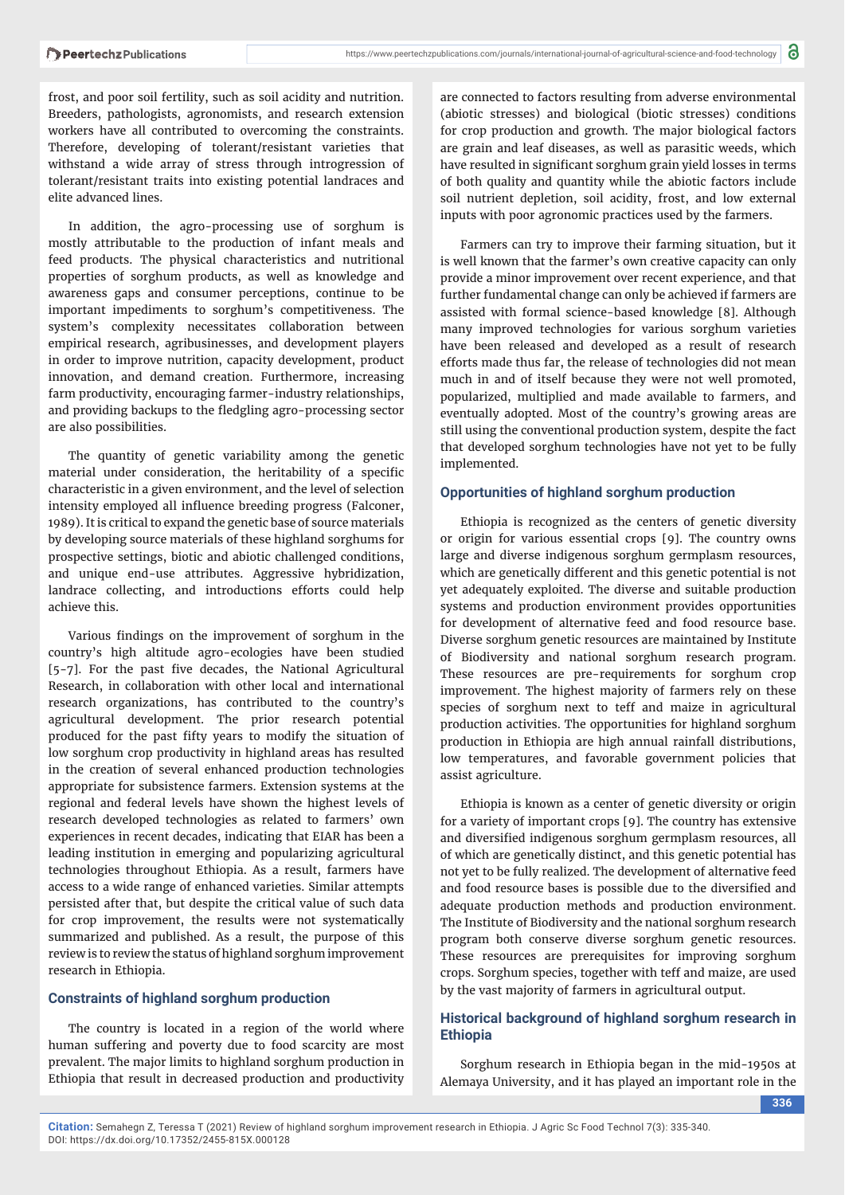frost, and poor soil fertility, such as soil acidity and nutrition. Breeders, pathologists, agronomists, and research extension workers have all contributed to overcoming the constraints. Therefore, developing of tolerant/resistant varieties that withstand a wide array of stress through introgression of tolerant/resistant traits into existing potential landraces and elite advanced lines.

In addition, the agro-processing use of sorghum is mostly attributable to the production of infant meals and feed products. The physical characteristics and nutritional properties of sorghum products, as well as knowledge and awareness gaps and consumer perceptions, continue to be important impediments to sorghum's competitiveness. The system's complexity necessitates collaboration between empirical research, agribusinesses, and development players in order to improve nutrition, capacity development, product innovation, and demand creation. Furthermore, increasing farm productivity, encouraging farmer-industry relationships, and providing backups to the fledgling agro-processing sector are also possibilities.

The quantity of genetic variability among the genetic material under consideration, the heritability of a specific characteristic in a given environment, and the level of selection intensity employed all influence breeding progress (Falconer, 1989). It is critical to expand the genetic base of source materials by developing source materials of these highland sorghums for prospective settings, biotic and abiotic challenged conditions, and unique end-use attributes. Aggressive hybridization, landrace collecting, and introductions efforts could help achieve this.

Various findings on the improvement of sorghum in the country's high altitude agro-ecologies have been studied [5-7]. For the past five decades, the National Agricultural Research, in collaboration with other local and international research organizations, has contributed to the country's agricultural development. The prior research potential produced for the past fifty years to modify the situation of low sorghum crop productivity in highland areas has resulted in the creation of several enhanced production technologies appropriate for subsistence farmers. Extension systems at the regional and federal levels have shown the highest levels of research developed technologies as related to farmers' own experiences in recent decades, indicating that EIAR has been a leading institution in emerging and popularizing agricultural technologies throughout Ethiopia. As a result, farmers have access to a wide range of enhanced varieties. Similar attempts persisted after that, but despite the critical value of such data for crop improvement, the results were not systematically summarized and published. As a result, the purpose of this review is to review the status of highland sorghum improvement research in Ethiopia.

## Constraints of highland sorghum production

The country is located in a region of the world where human suffering and poverty due to food scarcity are most prevalent. The major limits to highland sorghum production in Ethiopia that result in decreased production and productivity are connected to factors resulting from adverse environmental (abiotic stresses) and biological (biotic stresses) conditions for crop production and growth. The major biological factors are grain and leaf diseases, as well as parasitic weeds, which have resulted in significant sorghum grain yield losses in terms of both quality and quantity while the abiotic factors include soil nutrient depletion, soil acidity, frost, and low external inputs with poor agronomic practices used by the farmers.

Farmers can try to improve their farming situation, but it is well known that the farmer's own creative capacity can only provide a minor improvement over recent experience, and that further fundamental change can only be achieved if farmers are assisted with formal science-based knowledge [8]. Although many improved technologies for various sorghum varieties have been released and developed as a result of research efforts made thus far, the release of technologies did not mean much in and of itself because they were not well promoted, popularized, multiplied and made available to farmers, and eventually adopted. Most of the country's growing areas are still using the conventional production system, despite the fact that developed sorghum technologies have not yet to be fully implemented.

## Opportunities of highland sorghum production

Ethiopia is recognized as the centers of genetic diversity or origin for various essential crops [9]. The country owns large and diverse indigenous sorghum germplasm resources, which are genetically different and this genetic potential is not yet adequately exploited. The diverse and suitable production systems and production environment provides opportunities for development of alternative feed and food resource base. Diverse sorghum genetic resources are maintained by Institute of Biodiversity and national sorghum research program. These resources are pre-requirements for sorghum crop improvement. The highest majority of farmers rely on these species of sorghum next to teff and maize in agricultural production activities. The opportunities for highland sorghum production in Ethiopia are high annual rainfall distributions, low temperatures, and favorable government policies that assist agriculture.

Ethiopia is known as a center of genetic diversity or origin for a variety of important crops [9]. The country has extensive and diversified indigenous sorghum germplasm resources, all of which are genetically distinct, and this genetic potential has not yet to be fully realized. The development of alternative feed and food resource bases is possible due to the diversified and adequate production methods and production environment. The Institute of Biodiversity and the national sorghum research program both conserve diverse sorghum genetic resources. These resources are prerequisites for improving sorghum crops. Sorghum species, together with teff and maize, are used by the vast majority of farmers in agricultural output.

## Historical background of highland sorghum research in Ethiopia

Sorghum research in Ethiopia began in the mid-1950s at Alemaya University, and it has played an important role in the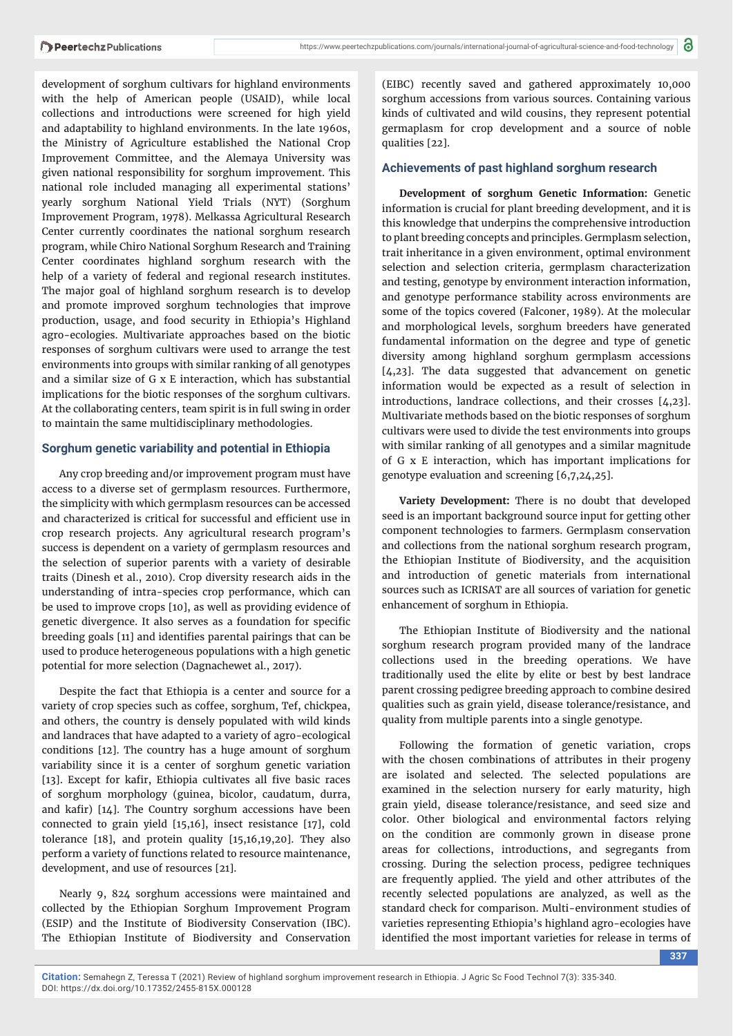development of sorghum cultivars for highland environments with the help of American people (USAID), while local collections and introductions were screened for high yield and adaptability to highland environments. In the late 1960s, the Ministry of Agriculture established the National Crop Improvement Committee, and the Alemaya University was given national responsibility for sorghum improvement. This national role included managing all experimental stations' yearly sorghum National Yield Trials (NYT) (Sorghum Improvement Program, 1978). Melkassa Agricultural Research Center currently coordinates the national sorghum research program, while Chiro National Sorghum Research and Training Center coordinates highland sorghum research with the help of a variety of federal and regional research institutes. The major goal of highland sorghum research is to develop and promote improved sorghum technologies that improve production, usage, and food security in Ethiopia's Highland agro-ecologies. Multivariate approaches based on the biotic responses of sorghum cultivars were used to arrange the test environments into groups with similar ranking of all genotypes and a similar size of G x E interaction, which has substantial implications for the biotic responses of the sorghum cultivars. At the collaborating centers, team spirit is in full swing in order to maintain the same multidisciplinary methodologies.

## Sorghum genetic variability and potential in Ethiopia

Any crop breeding and/or improvement program must have access to a diverse set of germplasm resources. Furthermore, the simplicity with which germplasm resources can be accessed and characterized is critical for successful and efficient use in crop research projects. Any agricultural research program's success is dependent on a variety of germplasm resources and the selection of superior parents with a variety of desirable traits (Dinesh et al., 2010). Crop diversity research aids in the understanding of intra-species crop performance, which can be used to improve crops [10], as well as providing evidence of genetic divergence. It also serves as a foundation for specific breeding goals [11] and identifies parental pairings that can be used to produce heterogeneous populations with a high genetic potential for more selection (Dagnachewet al., 2017).

Despite the fact that Ethiopia is a center and source for a variety of crop species such as coffee, sorghum, Tef, chickpea, and others, the country is densely populated with wild kinds and landraces that have adapted to a variety of agro-ecological conditions [12]. The country has a huge amount of sorghum variability since it is a center of sorghum genetic variation [13]. Except for kafir, Ethiopia cultivates all five basic races of sorghum morphology (guinea, bicolor, caudatum, durra, and kafir) [14]. The Country sorghum accessions have been connected to grain yield [15,16], insect resistance [17], cold tolerance [18], and protein quality [15,16,19,20]. They also perform a variety of functions related to resource maintenance, development, and use of resources [21].

Nearly 9, 824 sorghum accessions were maintained and collected by the Ethiopian Sorghum Improvement Program (ESIP) and the Institute of Biodiversity Conservation (IBC). The Ethiopian Institute of Biodiversity and Conservation (EIBC) recently saved and gathered approximately 10,000 sorghum accessions from various sources. Containing various kinds of cultivated and wild cousins, they represent potential germaplasm for crop development and a source of noble qualities [22].

## Achievements of past highland sorghum research

**Development of sorghum Genetic Information:** Genetic information is crucial for plant breeding development, and it is this knowledge that underpins the comprehensive introduction to plant breeding concepts and principles. Germplasm selection, trait inheritance in a given environment, optimal environment selection and selection criteria, germplasm characterization and testing, genotype by environment interaction information, and genotype performance stability across environments are some of the topics covered (Falconer, 1989). At the molecular and morphological levels, sorghum breeders have generated fundamental information on the degree and type of genetic diversity among highland sorghum germplasm accessions [4,23]. The data suggested that advancement on genetic information would be expected as a result of selection in introductions, landrace collections, and their crosses [4,23]. Multivariate methods based on the biotic responses of sorghum cultivars were used to divide the test environments into groups with similar ranking of all genotypes and a similar magnitude of G x E interaction, which has important implications for genotype evaluation and screening [6,7,24,25].

**Variety Development:** There is no doubt that developed seed is an important background source input for getting other component technologies to farmers. Germplasm conservation and collections from the national sorghum research program, the Ethiopian Institute of Biodiversity, and the acquisition and introduction of genetic materials from international sources such as ICRISAT are all sources of variation for genetic enhancement of sorghum in Ethiopia.

The Ethiopian Institute of Biodiversity and the national sorghum research program provided many of the landrace collections used in the breeding operations. We have traditionally used the elite by elite or best by best landrace parent crossing pedigree breeding approach to combine desired qualities such as grain yield, disease tolerance/resistance, and quality from multiple parents into a single genotype.

Following the formation of genetic variation, crops with the chosen combinations of attributes in their progeny are isolated and selected. The selected populations are examined in the selection nursery for early maturity, high grain yield, disease tolerance/resistance, and seed size and color. Other biological and environmental factors relying on the condition are commonly grown in disease prone areas for collections, introductions, and segregants from crossing. During the selection process, pedigree techniques are frequently applied. The yield and other attributes of the recently selected populations are analyzed, as well as the standard check for comparison. Multi-environment studies of varieties representing Ethiopia's highland agro-ecologies have identified the most important varieties for release in terms of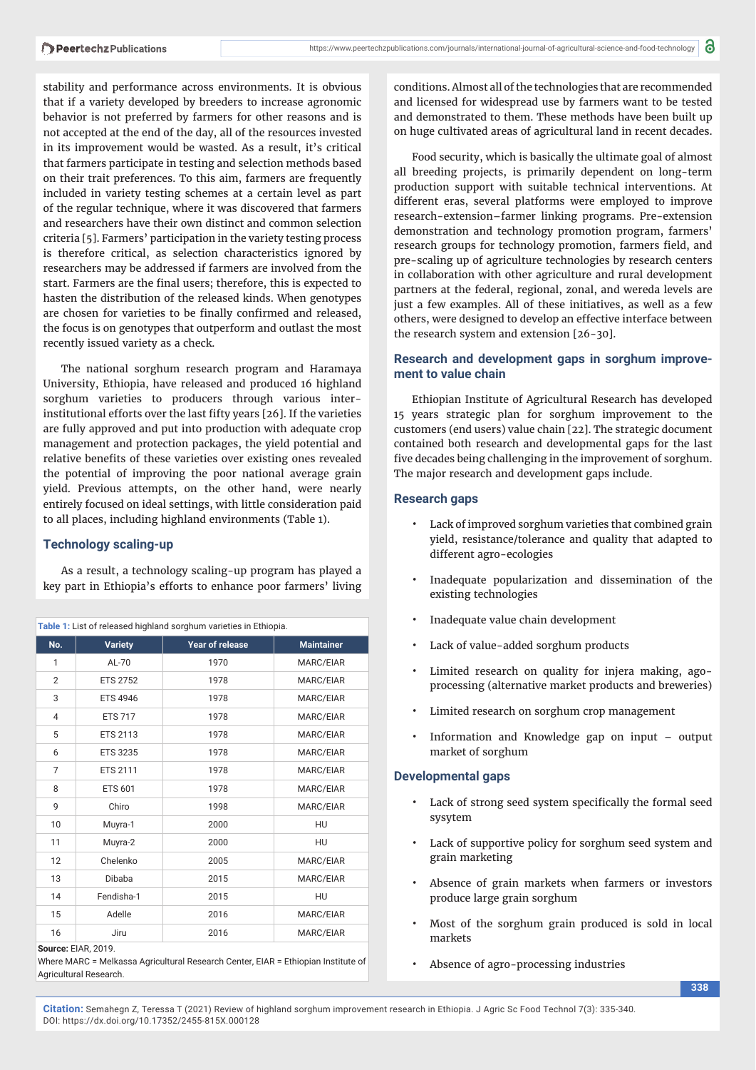stability and performance across environments. It is obvious that if a variety developed by breeders to increase agronomic behavior is not preferred by farmers for other reasons and is not accepted at the end of the day, all of the resources invested in its improvement would be wasted. As a result, it's critical that farmers participate in testing and selection methods based on their trait preferences. To this aim, farmers are frequently included in variety testing schemes at a certain level as part of the regular technique, where it was discovered that farmers and researchers have their own distinct and common selection criteria [5]. Farmers' participation in the variety testing process is therefore critical, as selection characteristics ignored by researchers may be addressed if farmers are involved from the start. Farmers are the final users; therefore, this is expected to hasten the distribution of the released kinds. When genotypes are chosen for varieties to be finally confirmed and released, the focus is on genotypes that outperform and outlast the most recently issued variety as a check.

The national sorghum research program and Haramaya University, Ethiopia, have released and produced 16 highland sorghum varieties to producers through various inter-institutional efforts over the last fifty years [26]. If the varieties are fully approved and put into production with adequate crop management and protection packages, the yield potential and relative benefits of these varieties over existing ones revealed the potential of improving the poor national average grain yield. Previous attempts, on the other hand, were nearly entirely focused on ideal settings, with little consideration paid to all places, including highland environments (Table 1).

## Technology scaling-up

As a result, a technology scaling-up program has played a key part in Ethiopia's efforts to enhance poor farmers' living conditions. Almost all of the technologies that are recommended and licensed for widespread use by farmers want to be tested and demonstrated to them. These methods have been built up on huge cultivated areas of agricultural land in recent decades.

Food security, which is basically the ultimate goal of almost all breeding projects, is primarily dependent on long-term production support with suitable technical interventions. At different eras, several platforms were employed to improve research–extension–farmer linking programs. Pre-extension demonstration and technology promotion program, farmers' research groups for technology promotion, farmers field, and pre-scaling up of agriculture technologies by research centers in collaboration with other agriculture and rural development partners at the federal, regional, zonal, and wereda levels are just a few examples. All of these initiatives, as well as a few others, were designed to develop an effective interface between the research system and extension [26-30].

**Table 1:** List of released highland sorghum varieties in Ethiopia.

| No. | Variety | Year of release | Maintainer |
|---|---|---|---|
| 1 | AL-70 | 1970 | MARC/EIAR |
| 2 | ETS 2752 | 1978 | MARC/EIAR |
| 3 | ETS 4946 | 1978 | MARC/EIAR |
| 4 | ETS 717 | 1978 | MARC/EIAR |
| 5 | ETS 2113 | 1978 | MARC/EIAR |
| 6 | ETS 3235 | 1978 | MARC/EIAR |
| 7 | ETS 2111 | 1978 | MARC/EIAR |
| 8 | ETS 601 | 1978 | MARC/EIAR |
| 9 | Chiro | 1998 | MARC/EIAR |
| 10 | Muyra-1 | 2000 | HU |
| 11 | Muyra-2 | 2000 | HU |
| 12 | Chelenko | 2005 | MARC/EIAR |
| 13 | Dibaba | 2015 | MARC/EIAR |
| 14 | Fendisha-1 | 2015 | HU |
| 15 | Adelle | 2016 | MARC/EIAR |
| 16 | Jiru | 2016 | MARC/EIAR |

**Source:** EIAR, 2019.
Where MARC = Melkassa Agricultural Research Center, EIAR = Ethiopian Institute of Agricultural Research.

## Research and development gaps in sorghum improvement to value chain

Ethiopian Institute of Agricultural Research has developed 15 years strategic plan for sorghum improvement to the customers (end users) value chain [22]. The strategic document contained both research and developmental gaps for the last five decades being challenging in the improvement of sorghum. The major research and development gaps include.

### Research gaps

- Lack of improved sorghum varieties that combined grain yield, resistance/tolerance and quality that adapted to different agro-ecologies
- Inadequate popularization and dissemination of the existing technologies
- Inadequate value chain development
- Lack of value-added sorghum products
- Limited research on quality for injera making, ago-processing (alternative market products and breweries)
- Limited research on sorghum crop management
- Information and Knowledge gap on input – output market of sorghum

### Developmental gaps

- Lack of strong seed system specifically the formal seed sysytem
- Lack of supportive policy for sorghum seed system and grain marketing
- Absence of grain markets when farmers or investors produce large grain sorghum
- Most of the sorghum grain produced is sold in local markets
- Absence of agro-processing industries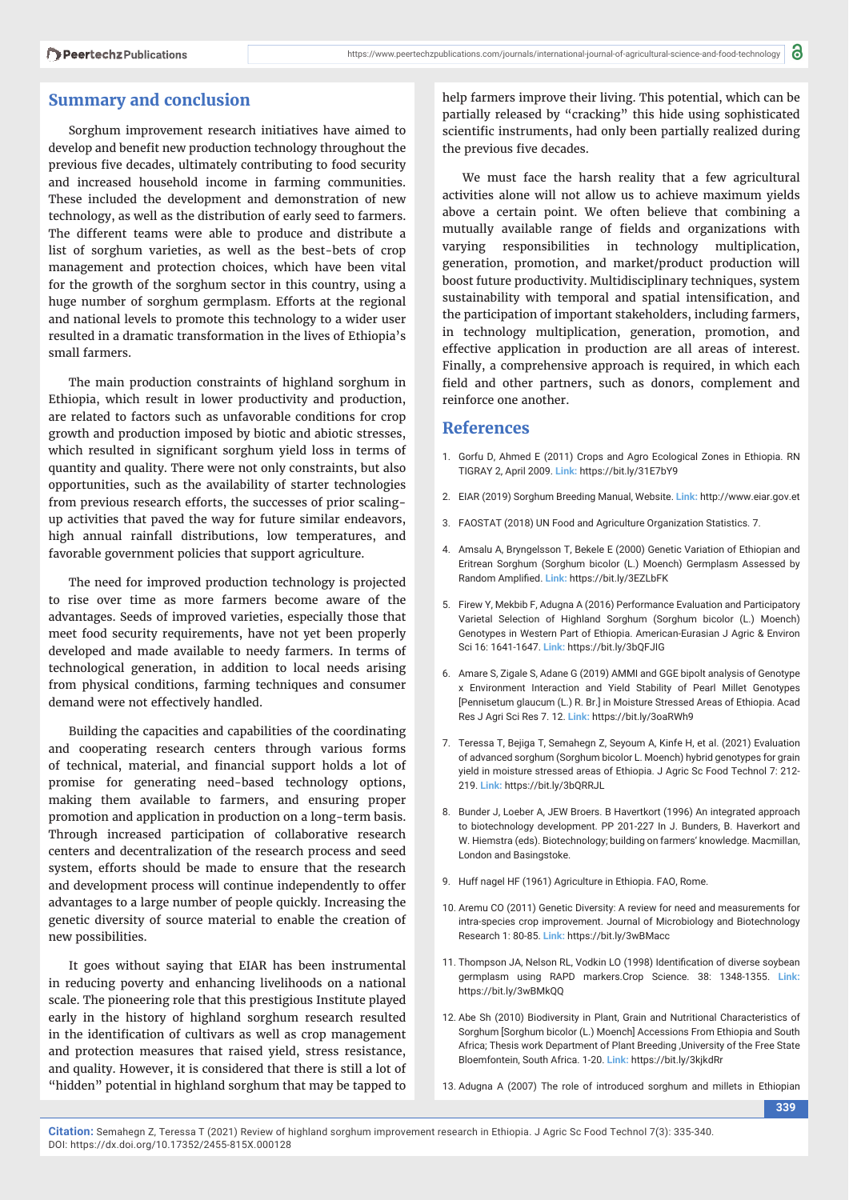## Summary and conclusion

Sorghum improvement research initiatives have aimed to develop and benefit new production technology throughout the previous five decades, ultimately contributing to food security and increased household income in farming communities. These included the development and demonstration of new technology, as well as the distribution of early seed to farmers. The different teams were able to produce and distribute a list of sorghum varieties, as well as the best-bets of crop management and protection choices, which have been vital for the growth of the sorghum sector in this country, using a huge number of sorghum germplasm. Efforts at the regional and national levels to promote this technology to a wider user resulted in a dramatic transformation in the lives of Ethiopia's small farmers.

The main production constraints of highland sorghum in Ethiopia, which result in lower productivity and production, are related to factors such as unfavorable conditions for crop growth and production imposed by biotic and abiotic stresses, which resulted in significant sorghum yield loss in terms of quantity and quality. There were not only constraints, but also opportunities, such as the availability of starter technologies from previous research efforts, the successes of prior scaling-up activities that paved the way for future similar endeavors, high annual rainfall distributions, low temperatures, and favorable government policies that support agriculture.

The need for improved production technology is projected to rise over time as more farmers become aware of the advantages. Seeds of improved varieties, especially those that meet food security requirements, have not yet been properly developed and made available to needy farmers. In terms of technological generation, in addition to local needs arising from physical conditions, farming techniques and consumer demand were not effectively handled.

Building the capacities and capabilities of the coordinating and cooperating research centers through various forms of technical, material, and financial support holds a lot of promise for generating need-based technology options, making them available to farmers, and ensuring proper promotion and application in production on a long-term basis. Through increased participation of collaborative research centers and decentralization of the research process and seed system, efforts should be made to ensure that the research and development process will continue independently to offer advantages to a large number of people quickly. Increasing the genetic diversity of source material to enable the creation of new possibilities.

It goes without saying that EIAR has been instrumental in reducing poverty and enhancing livelihoods on a national scale. The pioneering role that this prestigious Institute played early in the history of highland sorghum research resulted in the identification of cultivars as well as crop management and protection measures that raised yield, stress resistance, and quality. However, it is considered that there is still a lot of "hidden" potential in highland sorghum that may be tapped to help farmers improve their living. This potential, which can be partially released by "cracking" this hide using sophisticated scientific instruments, had only been partially realized during the previous five decades.

We must face the harsh reality that a few agricultural activities alone will not allow us to achieve maximum yields above a certain point. We often believe that combining a mutually available range of fields and organizations with varying responsibilities in technology multiplication, generation, promotion, and market/product production will boost future productivity. Multidisciplinary techniques, system sustainability with temporal and spatial intensification, and the participation of important stakeholders, including farmers, in technology multiplication, generation, promotion, and effective application in production are all areas of interest. Finally, a comprehensive approach is required, in which each field and other partners, such as donors, complement and reinforce one another.

## References

1. Gorfu D, Ahmed E (2011) Crops and Agro Ecological Zones in Ethiopia. RN TIGRAY 2, April 2009. **Link:** https://bit.ly/31E7bY9
2. EIAR (2019) Sorghum Breeding Manual, Website. **Link:** http://www.eiar.gov.et
3. FAOSTAT (2018) UN Food and Agriculture Organization Statistics. 7.
4. Amsalu A, Bryngelsson T, Bekele E (2000) Genetic Variation of Ethiopian and Eritrean Sorghum (Sorghum bicolor (L.) Moench) Germplasm Assessed by Random Amplified. **Link:** https://bit.ly/3EZLbFK
5. Firew Y, Mekbib F, Adugna A (2016) Performance Evaluation and Participatory Varietal Selection of Highland Sorghum (Sorghum bicolor (L.) Moench) Genotypes in Western Part of Ethiopia. American-Eurasian J Agric & Environ Sci 16: 1641-1647. **Link:** https://bit.ly/3bQFJIG
6. Amare S, Zigale S, Adane G (2019) AMMI and GGE bipolt analysis of Genotype x Environment Interaction and Yield Stability of Pearl Millet Genotypes [Pennisetum glaucum (L.) R. Br.] in Moisture Stressed Areas of Ethiopia. Acad Res J Agri Sci Res 7. 12. **Link:** https://bit.ly/3oaRWh9
7. Teressa T, Bejiga T, Semahegn Z, Seyoum A, Kinfe H, et al. (2021) Evaluation of advanced sorghum (Sorghum bicolor L. Moench) hybrid genotypes for grain yield in moisture stressed areas of Ethiopia. J Agric Sc Food Technol 7: 212-219. **Link:** https://bit.ly/3bQRRJL
8. Bunder J, Loeber A, JEW Broers. B Havertkort (1996) An integrated approach to biotechnology development. PP 201-227 In J. Bunders, B. Haverkort and W. Hiemstra (eds). Biotechnology; building on farmers' knowledge. Macmillan, London and Basingstoke.
9. Huff nagel HF (1961) Agriculture in Ethiopia. FAO, Rome.
10. Aremu CO (2011) Genetic Diversity: A review for need and measurements for intra-species crop improvement. Journal of Microbiology and Biotechnology Research 1: 80-85. **Link:** https://bit.ly/3wBMacc
11. Thompson JA, Nelson RL, Vodkin LO (1998) Identification of diverse soybean germplasm using RAPD markers.Crop Science. 38: 1348-1355. **Link:** https://bit.ly/3wBMkQQ
12. Abe Sh (2010) Biodiversity in Plant, Grain and Nutritional Characteristics of Sorghum [Sorghum bicolor (L.) Moench] Accessions From Ethiopia and South Africa; Thesis work Department of Plant Breeding ,University of the Free State Bloemfontein, South Africa. 1-20. **Link:** https://bit.ly/3kjkdRr
13. Adugna A (2007) The role of introduced sorghum and millets in Ethiopian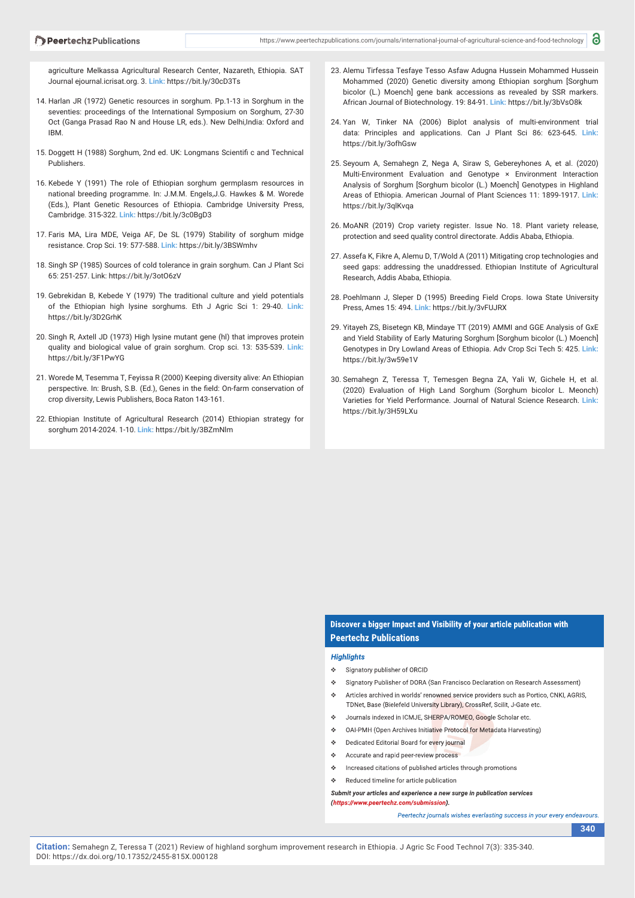agriculture Melkassa Agricultural Research Center, Nazareth, Ethiopia. SAT Journal ejournal.icrisat.org. 3. Link: https://bit.ly/30cD3Ts

14. Harlan JR (1972) Genetic resources in sorghum. Pp.1-13 in Sorghum in the seventies: proceedings of the International Symposium on Sorghum, 27-30 Oct (Ganga Prasad Rao N and House LR, eds.). New Delhi,India: Oxford and IBM.

15. Doggett H (1988) Sorghum, 2nd ed. UK: Longmans Scientifi c and Technical Publishers.

16. Kebede Y (1991) The role of Ethiopian sorghum germplasm resources in national breeding programme. In: J.M.M. Engels,J.G. Hawkes & M. Worede (Eds.), Plant Genetic Resources of Ethiopia. Cambridge University Press, Cambridge. 315-322. Link: https://bit.ly/3c0BgD3

17. Faris MA, Lira MDE, Veiga AF, De SL (1979) Stability of sorghum midge resistance. Crop Sci. 19: 577-588. Link: https://bit.ly/3BSWmhv

18. Singh SP (1985) Sources of cold tolerance in grain sorghum. Can J Plant Sci 65: 251-257. Link: https://bit.ly/3otO6zV

19. Gebrekidan B, Kebede Y (1979) The traditional culture and yield potentials of the Ethiopian high lysine sorghums. Eth J Agric Sci 1: 29-40. Link: https://bit.ly/3D2GrhK

20. Singh R, Axtell JD (1973) High lysine mutant gene (hl) that improves protein quality and biological value of grain sorghum. Crop sci. 13: 535-539. Link: https://bit.ly/3F1PwYG

21. Worede M, Tesemma T, Feyissa R (2000) Keeping diversity alive: An Ethiopian perspective. In: Brush, S.B. (Ed.), Genes in the field: On-farm conservation of crop diversity, Lewis Publishers, Boca Raton 143-161.

22. Ethiopian Institute of Agricultural Research (2014) Ethiopian strategy for sorghum 2014-2024. 1-10. Link: https://bit.ly/3BZmNlm

23. Alemu Tirfessa Tesfaye Tesso Asfaw Adugna Hussein Mohammed Hussein Mohammed (2020) Genetic diversity among Ethiopian sorghum [Sorghum bicolor (L.) Moench] gene bank accessions as revealed by SSR markers. African Journal of Biotechnology. 19: 84-91. Link: https://bit.ly/3bVsO8k

24. Yan W, Tinker NA (2006) Biplot analysis of multi-environment trial data: Principles and applications. Can J Plant Sci 86: 623-645. Link: https://bit.ly/3ofhGsw

25. Seyoum A, Semahegn Z, Nega A, Siraw S, Gebereyhones A, et al. (2020) Multi-Environment Evaluation and Genotype × Environment Interaction Analysis of Sorghum [Sorghum bicolor (L.) Moench] Genotypes in Highland Areas of Ethiopia. American Journal of Plant Sciences 11: 1899-1917. Link: https://bit.ly/3qlKvqa

26. MoANR (2019) Crop variety register. Issue No. 18. Plant variety release, protection and seed quality control directorate. Addis Ababa, Ethiopia.

27. Assefa K, Fikre A, Alemu D, T/Wold A (2011) Mitigating crop technologies and seed gaps: addressing the unaddressed. Ethiopian Institute of Agricultural Research, Addis Ababa, Ethiopia.

28. Poehlmann J, Sleper D (1995) Breeding Field Crops. Iowa State University Press, Ames 15: 494. Link: https://bit.ly/3vFUJRX

29. Yitayeh ZS, Bisetegn KB, Mindaye TT (2019) AMMI and GGE Analysis of GxE and Yield Stability of Early Maturing Sorghum [Sorghum bicolor (L.) Moench] Genotypes in Dry Lowland Areas of Ethiopia. Adv Crop Sci Tech 5: 425. Link: https://bit.ly/3w59e1V

30. Semahegn Z, Teressa T, Temesgen Begna ZA, Yali W, Gichele H, et al. (2020) Evaluation of High Land Sorghum (Sorghum bicolor L. Meonch) Varieties for Yield Performance. Journal of Natural Science Research. Link: https://bit.ly/3H59LXu

**Discover a bigger Impact and Visibility of your article publication with Peertechz Publications**

***Highlights***

- Signatory publisher of ORCID
- Signatory Publisher of DORA (San Francisco Declaration on Research Assessment)
- Articles archived in worlds' renowned service providers such as Portico, CNKI, AGRIS, TDNet, Base (Bielefeld University Library), CrossRef, Scilit, J-Gate etc.
- Journals indexed in ICMJE, SHERPA/ROMEO, Google Scholar etc.
- OAI-PMH (Open Archives Initiative Protocol for Metadata Harvesting)
- Dedicated Editorial Board for every journal
- Accurate and rapid peer-review process
- Increased citations of published articles through promotions
- Reduced timeline for article publication

***Submit your articles and experience a new surge in publication services (https://www.peertechz.com/submission).***

*Peertechz journals wishes everlasting success in your every endeavours.*

**Citation:** Semahegn Z, Teressa T (2021) Review of highland sorghum improvement research in Ethiopia. J Agric Sc Food Technol 7(3): 335-340. DOI: https://dx.doi.org/10.17352/2455-815X.000128